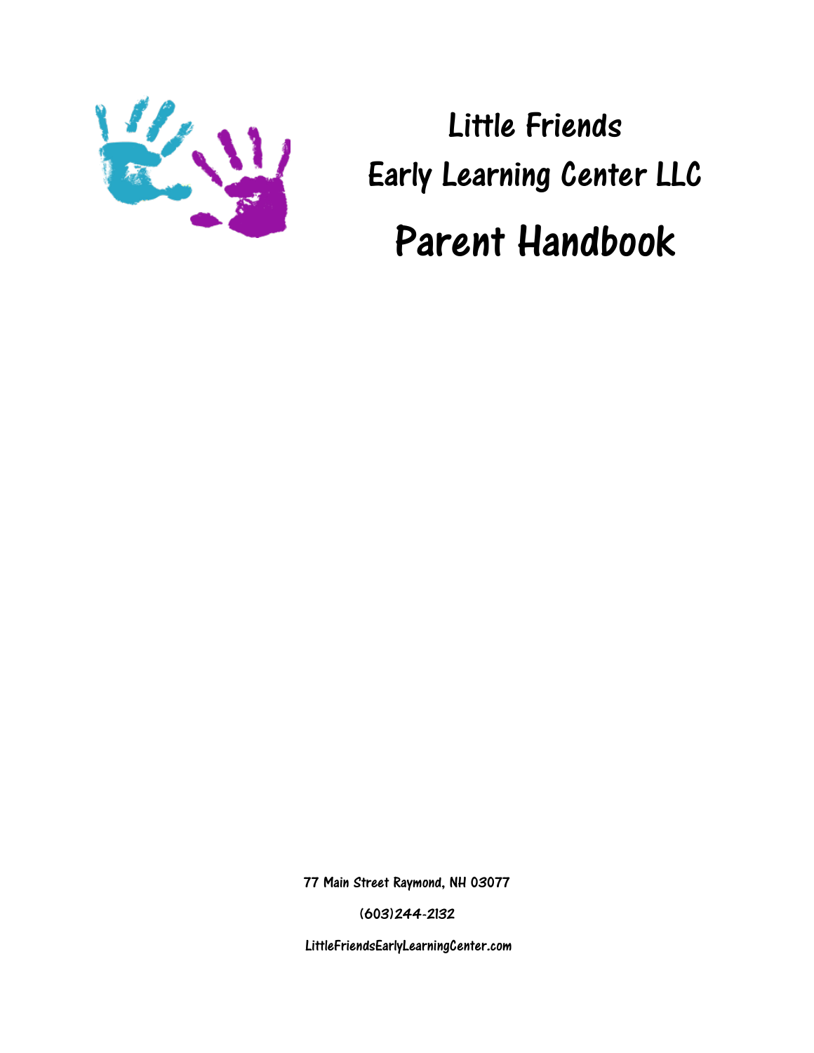# Little Friends

# Early Learning Center LLC

# Parent Handbook

77 Main Street Raymond, NH 03077

(603)244-2132

LittleFriendsEarlyLearningCenter.com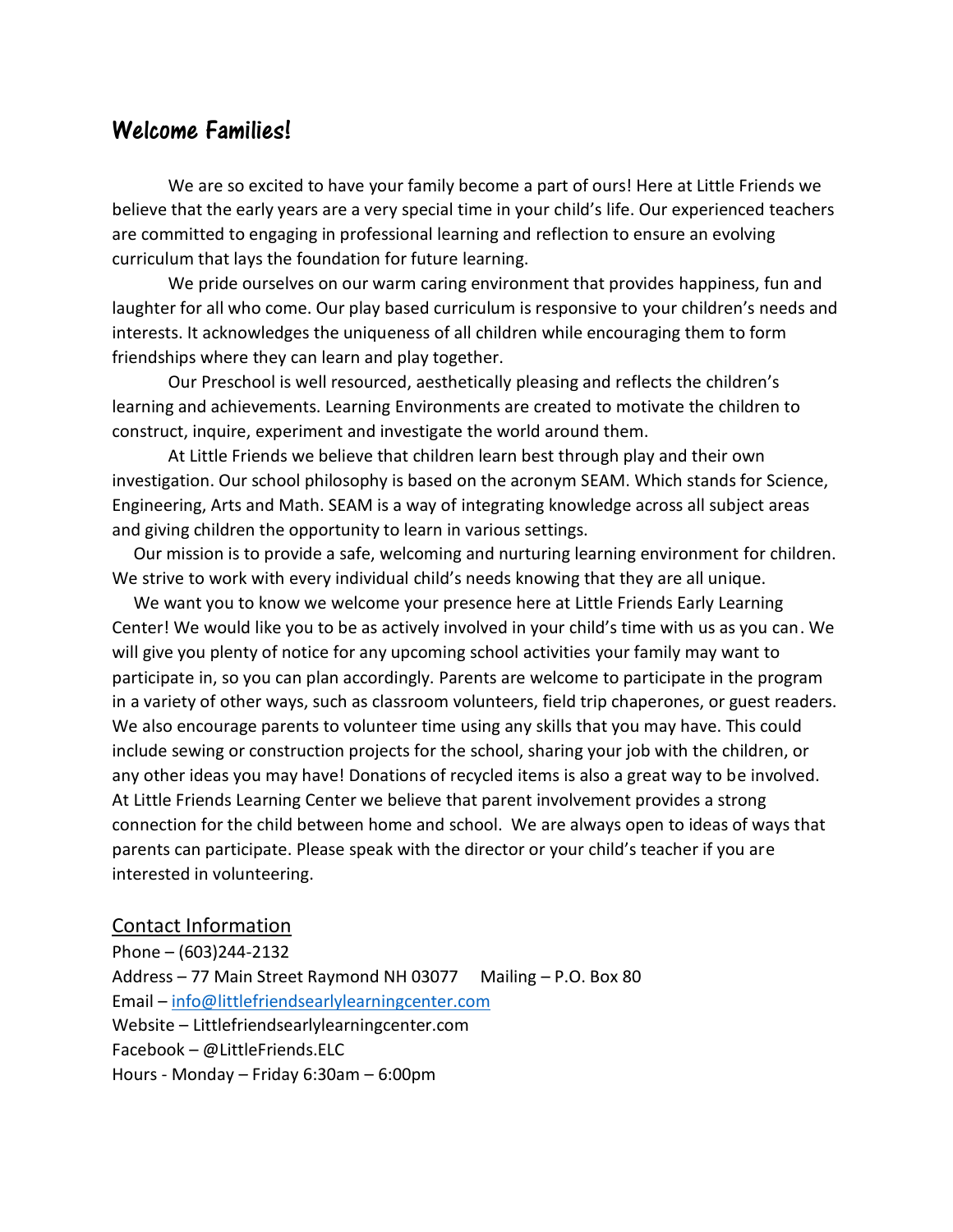## Welcome Families!

We are so excited to have your family become a part of ours! Here at Little Friends we believe that the early years are a very special time in your child's life. Our experienced teachers are committed to engaging in professional learning and reflection to ensure an evolving curriculum that lays the foundation for future learning.

We pride ourselves on our warm caring environment that provides happiness, fun and laughter for all who come. Our play based curriculum is responsive to your children's needs and interests. It acknowledges the uniqueness of all children while encouraging them to form friendships where they can learn and play together.

Our Preschool is well resourced, aesthetically pleasing and reflects the children's learning and achievements. Learning Environments are created to motivate the children to construct, inquire, experiment and investigate the world around them.

At Little Friends we believe that children learn best through play and their own investigation. Our school philosophy is based on the acronym SEAM. Which stands for Science, Engineering, Arts and Math. SEAM is a way of integrating knowledge across all subject areas and giving children the opportunity to learn in various settings.

Our mission is to provide a safe, welcoming and nurturing learning environment for children. We strive to work with every individual child's needs knowing that they are all unique.

We want you to know we welcome your presence here at Little Friends Early Learning Center! We would like you to be as actively involved in your child's time with us as you can. We will give you plenty of notice for any upcoming school activities your family may want to participate in, so you can plan accordingly. Parents are welcome to participate in the program in a variety of other ways, such as classroom volunteers, field trip chaperones, or guest readers. We also encourage parents to volunteer time using any skills that you may have. This could include sewing or construction projects for the school, sharing your job with the children, or any other ideas you may have! Donations of recycled items is also a great way to be involved. At Little Friends Learning Center we believe that parent involvement provides a strong connection for the child between home and school. We are always open to ideas of ways that parents can participate. Please speak with the director or your child's teacher if you are interested in volunteering.

### Contact Information

Phone – (603)244-2132
Address – 77 Main Street Raymond NH 03077 Mailing – P.O. Box 80
Email – info@littlefriendsearlylearningcenter.com
Website – Littlefriendsearlylearningcenter.com
Facebook – @LittleFriends.ELC
Hours - Monday – Friday 6:30am – 6:00pm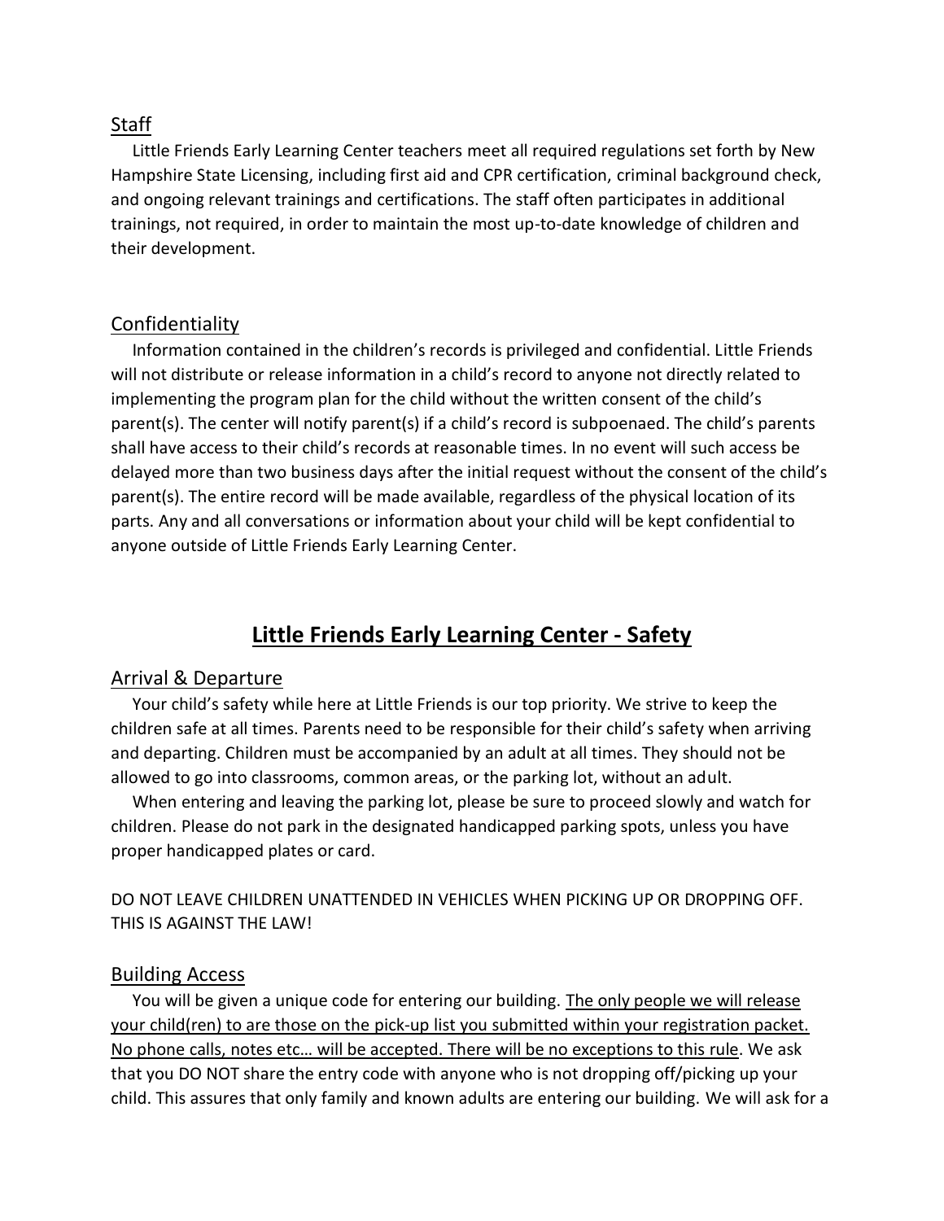### Staff

Little Friends Early Learning Center teachers meet all required regulations set forth by New Hampshire State Licensing, including first aid and CPR certification, criminal background check, and ongoing relevant trainings and certifications. The staff often participates in additional trainings, not required, in order to maintain the most up-to-date knowledge of children and their development.

### Confidentiality

Information contained in the children's records is privileged and confidential. Little Friends will not distribute or release information in a child's record to anyone not directly related to implementing the program plan for the child without the written consent of the child's parent(s). The center will notify parent(s) if a child's record is subpoenaed. The child's parents shall have access to their child's records at reasonable times. In no event will such access be delayed more than two business days after the initial request without the consent of the child's parent(s). The entire record will be made available, regardless of the physical location of its parts. Any and all conversations or information about your child will be kept confidential to anyone outside of Little Friends Early Learning Center.

## Little Friends Early Learning Center - Safety

### Arrival & Departure

Your child's safety while here at Little Friends is our top priority. We strive to keep the children safe at all times. Parents need to be responsible for their child's safety when arriving and departing. Children must be accompanied by an adult at all times. They should not be allowed to go into classrooms, common areas, or the parking lot, without an adult.

When entering and leaving the parking lot, please be sure to proceed slowly and watch for children. Please do not park in the designated handicapped parking spots, unless you have proper handicapped plates or card.

DO NOT LEAVE CHILDREN UNATTENDED IN VEHICLES WHEN PICKING UP OR DROPPING OFF. THIS IS AGAINST THE LAW!

### Building Access

You will be given a unique code for entering our building. <u>The only people we will release your child(ren) to are those on the pick-up list you submitted within your registration packet. No phone calls, notes etc… will be accepted. There will be no exceptions to this rule</u>. We ask that you DO NOT share the entry code with anyone who is not dropping off/picking up your child. This assures that only family and known adults are entering our building. We will ask for a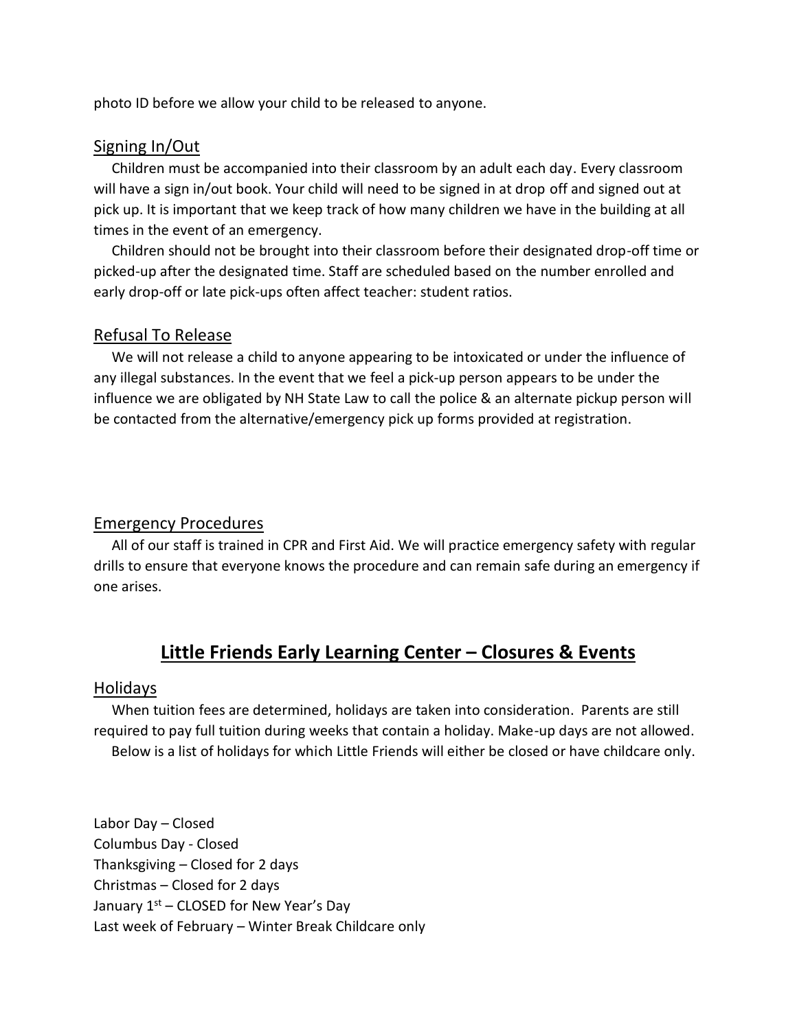photo ID before we allow your child to be released to anyone.

### Signing In/Out

Children must be accompanied into their classroom by an adult each day. Every classroom will have a sign in/out book. Your child will need to be signed in at drop off and signed out at pick up. It is important that we keep track of how many children we have in the building at all times in the event of an emergency.

Children should not be brought into their classroom before their designated drop-off time or picked-up after the designated time. Staff are scheduled based on the number enrolled and early drop-off or late pick-ups often affect teacher: student ratios.

### Refusal To Release

We will not release a child to anyone appearing to be intoxicated or under the influence of any illegal substances. In the event that we feel a pick-up person appears to be under the influence we are obligated by NH State Law to call the police & an alternate pickup person will be contacted from the alternative/emergency pick up forms provided at registration.

### Emergency Procedures

All of our staff is trained in CPR and First Aid. We will practice emergency safety with regular drills to ensure that everyone knows the procedure and can remain safe during an emergency if one arises.

## Little Friends Early Learning Center – Closures & Events

### Holidays

When tuition fees are determined, holidays are taken into consideration. Parents are still required to pay full tuition during weeks that contain a holiday. Make-up days are not allowed.

Below is a list of holidays for which Little Friends will either be closed or have childcare only.

Labor Day – Closed
Columbus Day - Closed
Thanksgiving – Closed for 2 days
Christmas – Closed for 2 days
January 1st – CLOSED for New Year's Day
Last week of February – Winter Break Childcare only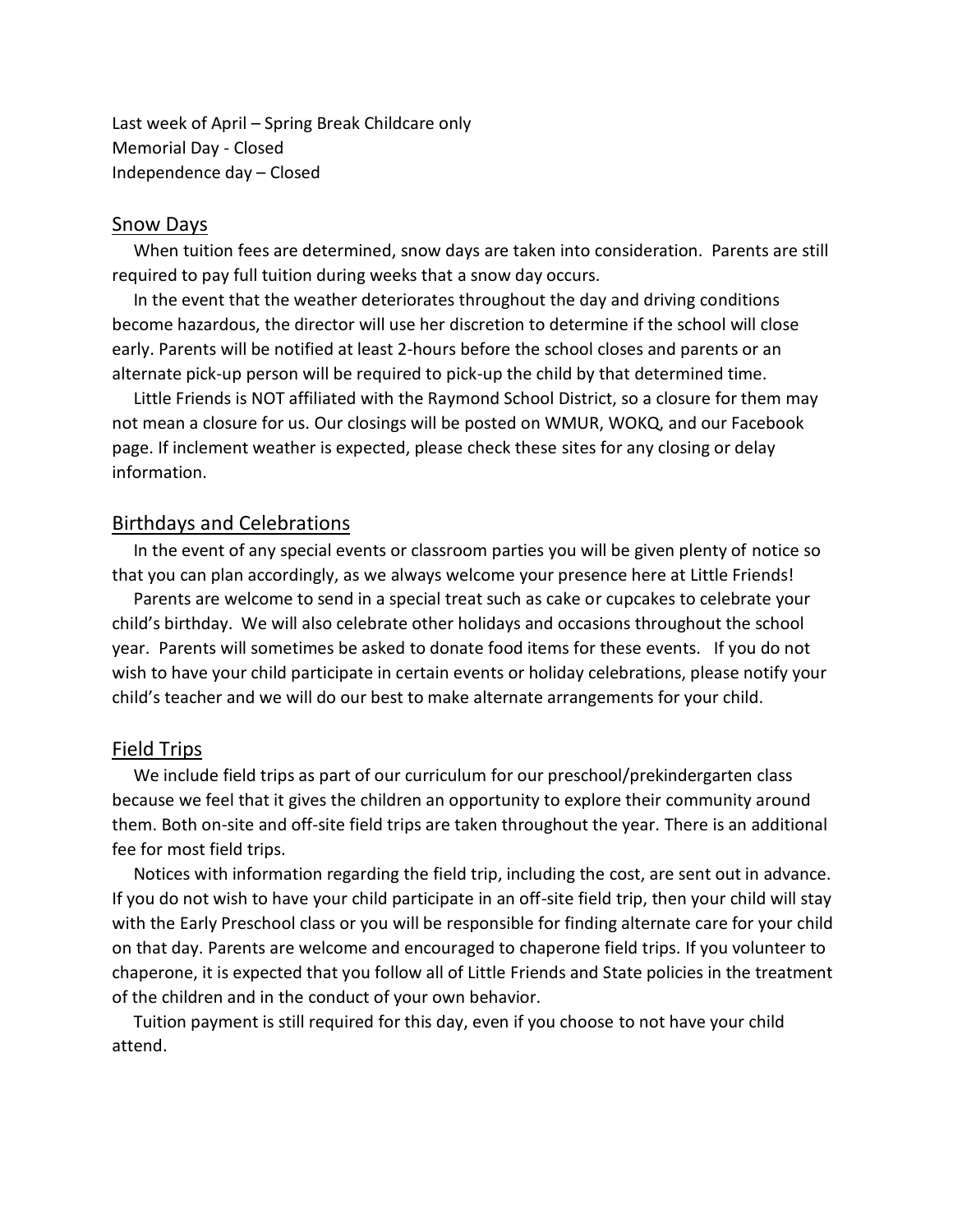Last week of April – Spring Break Childcare only
Memorial Day - Closed
Independence day – Closed

## Snow Days

When tuition fees are determined, snow days are taken into consideration. Parents are still required to pay full tuition during weeks that a snow day occurs.

In the event that the weather deteriorates throughout the day and driving conditions become hazardous, the director will use her discretion to determine if the school will close early. Parents will be notified at least 2-hours before the school closes and parents or an alternate pick-up person will be required to pick-up the child by that determined time.

Little Friends is NOT affiliated with the Raymond School District, so a closure for them may not mean a closure for us. Our closings will be posted on WMUR, WOKQ, and our Facebook page. If inclement weather is expected, please check these sites for any closing or delay information.

## Birthdays and Celebrations

In the event of any special events or classroom parties you will be given plenty of notice so that you can plan accordingly, as we always welcome your presence here at Little Friends!

Parents are welcome to send in a special treat such as cake or cupcakes to celebrate your child's birthday. We will also celebrate other holidays and occasions throughout the school year. Parents will sometimes be asked to donate food items for these events. If you do not wish to have your child participate in certain events or holiday celebrations, please notify your child's teacher and we will do our best to make alternate arrangements for your child.

## Field Trips

We include field trips as part of our curriculum for our preschool/prekindergarten class because we feel that it gives the children an opportunity to explore their community around them. Both on-site and off-site field trips are taken throughout the year. There is an additional fee for most field trips.

Notices with information regarding the field trip, including the cost, are sent out in advance. If you do not wish to have your child participate in an off-site field trip, then your child will stay with the Early Preschool class or you will be responsible for finding alternate care for your child on that day. Parents are welcome and encouraged to chaperone field trips. If you volunteer to chaperone, it is expected that you follow all of Little Friends and State policies in the treatment of the children and in the conduct of your own behavior.

Tuition payment is still required for this day, even if you choose to not have your child attend.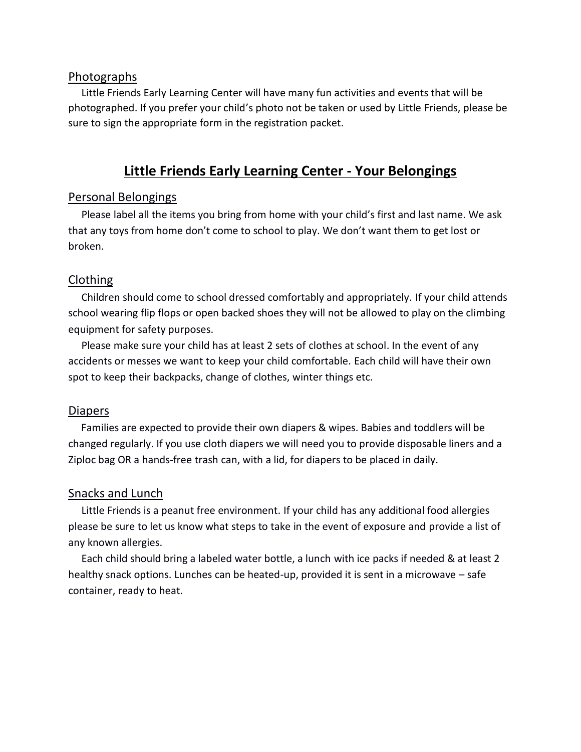### Photographs

Little Friends Early Learning Center will have many fun activities and events that will be photographed. If you prefer your child's photo not be taken or used by Little Friends, please be sure to sign the appropriate form in the registration packet.

## Little Friends Early Learning Center - Your Belongings

### Personal Belongings

Please label all the items you bring from home with your child's first and last name. We ask that any toys from home don't come to school to play. We don't want them to get lost or broken.

### Clothing

Children should come to school dressed comfortably and appropriately. If your child attends school wearing flip flops or open backed shoes they will not be allowed to play on the climbing equipment for safety purposes.

Please make sure your child has at least 2 sets of clothes at school. In the event of any accidents or messes we want to keep your child comfortable. Each child will have their own spot to keep their backpacks, change of clothes, winter things etc.

### Diapers

Families are expected to provide their own diapers & wipes. Babies and toddlers will be changed regularly. If you use cloth diapers we will need you to provide disposable liners and a Ziploc bag OR a hands-free trash can, with a lid, for diapers to be placed in daily.

### Snacks and Lunch

Little Friends is a peanut free environment. If your child has any additional food allergies please be sure to let us know what steps to take in the event of exposure and provide a list of any known allergies.

Each child should bring a labeled water bottle, a lunch with ice packs if needed & at least 2 healthy snack options. Lunches can be heated-up, provided it is sent in a microwave – safe container, ready to heat.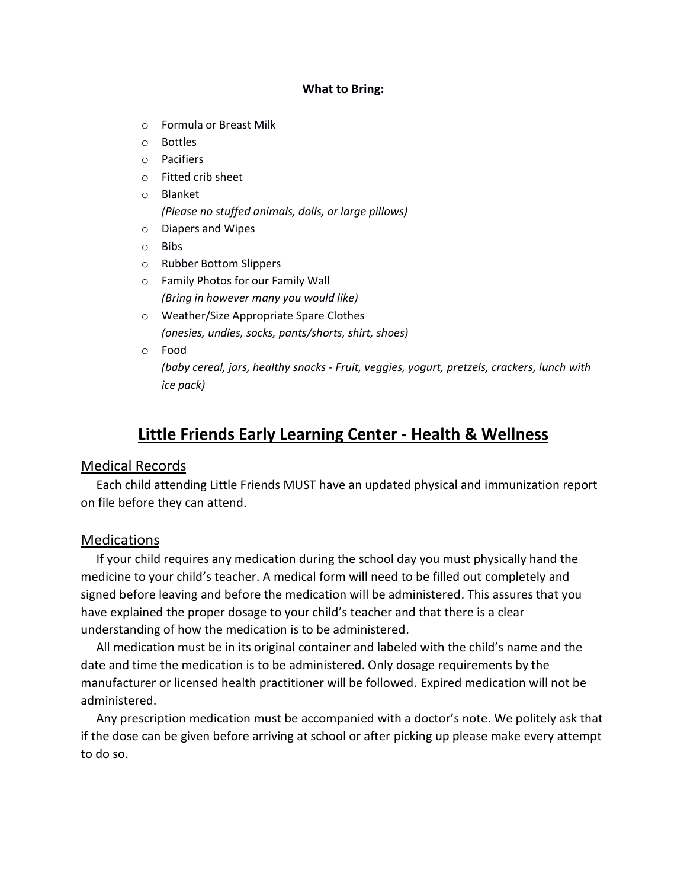**What to Bring:**

- Formula or Breast Milk
- Bottles
- Pacifiers
- Fitted crib sheet
- Blanket
  *(Please no stuffed animals, dolls, or large pillows)*
- Diapers and Wipes
- Bibs
- Rubber Bottom Slippers
- Family Photos for our Family Wall
  *(Bring in however many you would like)*
- Weather/Size Appropriate Spare Clothes
  *(onesies, undies, socks, pants/shorts, shirt, shoes)*
- Food
  *(baby cereal, jars, healthy snacks - Fruit, veggies, yogurt, pretzels, crackers, lunch with ice pack)*

# Little Friends Early Learning Center - Health & Wellness

## Medical Records

Each child attending Little Friends MUST have an updated physical and immunization report on file before they can attend.

## Medications

If your child requires any medication during the school day you must physically hand the medicine to your child's teacher. A medical form will need to be filled out completely and signed before leaving and before the medication will be administered. This assures that you have explained the proper dosage to your child's teacher and that there is a clear understanding of how the medication is to be administered.

All medication must be in its original container and labeled with the child's name and the date and time the medication is to be administered. Only dosage requirements by the manufacturer or licensed health practitioner will be followed. Expired medication will not be administered.

Any prescription medication must be accompanied with a doctor's note. We politely ask that if the dose can be given before arriving at school or after picking up please make every attempt to do so.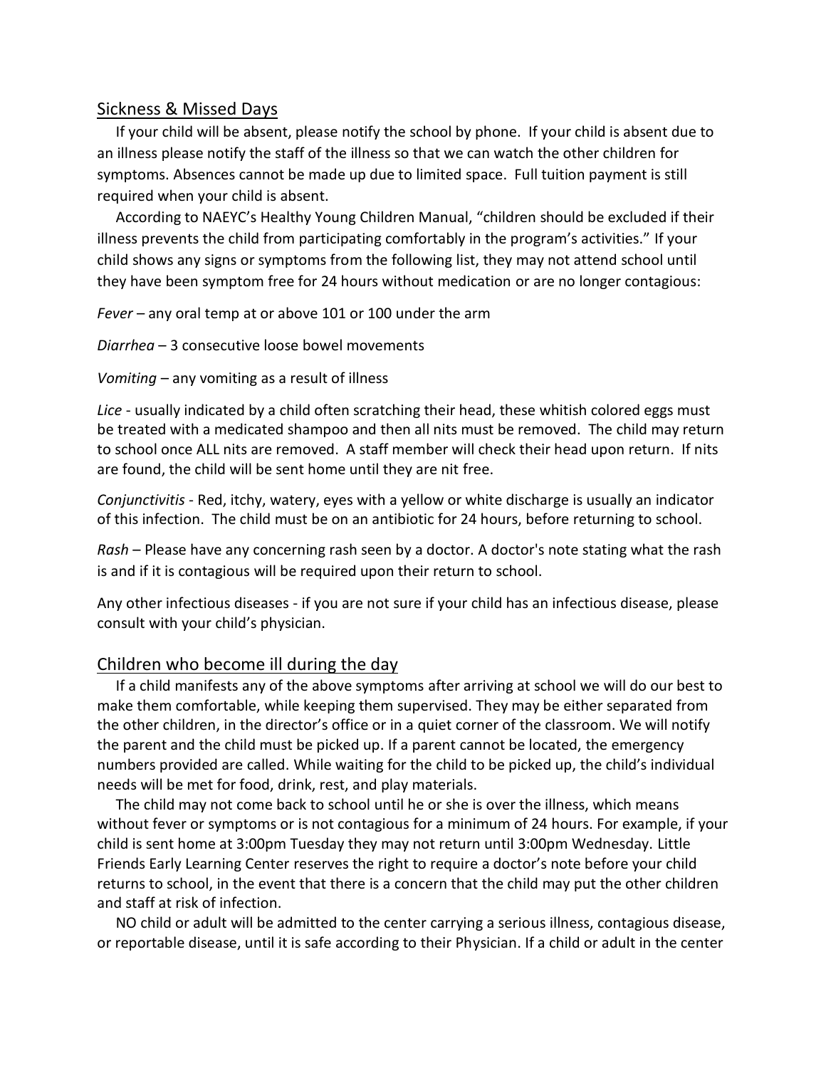## Sickness & Missed Days

If your child will be absent, please notify the school by phone. If your child is absent due to an illness please notify the staff of the illness so that we can watch the other children for symptoms. Absences cannot be made up due to limited space. Full tuition payment is still required when your child is absent.

According to NAEYC's Healthy Young Children Manual, "children should be excluded if their illness prevents the child from participating comfortably in the program's activities." If your child shows any signs or symptoms from the following list, they may not attend school until they have been symptom free for 24 hours without medication or are no longer contagious:

*Fever* – any oral temp at or above 101 or 100 under the arm

*Diarrhea* – 3 consecutive loose bowel movements

*Vomiting* – any vomiting as a result of illness

*Lice* - usually indicated by a child often scratching their head, these whitish colored eggs must be treated with a medicated shampoo and then all nits must be removed. The child may return to school once ALL nits are removed. A staff member will check their head upon return. If nits are found, the child will be sent home until they are nit free.

*Conjunctivitis* - Red, itchy, watery, eyes with a yellow or white discharge is usually an indicator of this infection. The child must be on an antibiotic for 24 hours, before returning to school.

*Rash* – Please have any concerning rash seen by a doctor. A doctor's note stating what the rash is and if it is contagious will be required upon their return to school.

Any other infectious diseases - if you are not sure if your child has an infectious disease, please consult with your child's physician.

## Children who become ill during the day

If a child manifests any of the above symptoms after arriving at school we will do our best to make them comfortable, while keeping them supervised. They may be either separated from the other children, in the director's office or in a quiet corner of the classroom. We will notify the parent and the child must be picked up. If a parent cannot be located, the emergency numbers provided are called. While waiting for the child to be picked up, the child's individual needs will be met for food, drink, rest, and play materials.

The child may not come back to school until he or she is over the illness, which means without fever or symptoms or is not contagious for a minimum of 24 hours. For example, if your child is sent home at 3:00pm Tuesday they may not return until 3:00pm Wednesday. Little Friends Early Learning Center reserves the right to require a doctor's note before your child returns to school, in the event that there is a concern that the child may put the other children and staff at risk of infection.

NO child or adult will be admitted to the center carrying a serious illness, contagious disease, or reportable disease, until it is safe according to their Physician. If a child or adult in the center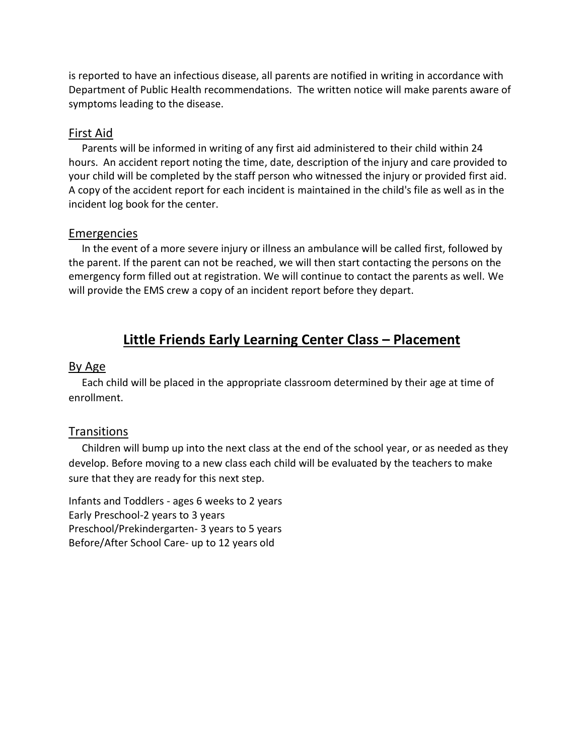is reported to have an infectious disease, all parents are notified in writing in accordance with Department of Public Health recommendations. The written notice will make parents aware of symptoms leading to the disease.

### First Aid

Parents will be informed in writing of any first aid administered to their child within 24 hours. An accident report noting the time, date, description of the injury and care provided to your child will be completed by the staff person who witnessed the injury or provided first aid. A copy of the accident report for each incident is maintained in the child's file as well as in the incident log book for the center.

### Emergencies

In the event of a more severe injury or illness an ambulance will be called first, followed by the parent. If the parent can not be reached, we will then start contacting the persons on the emergency form filled out at registration. We will continue to contact the parents as well. We will provide the EMS crew a copy of an incident report before they depart.

## Little Friends Early Learning Center Class – Placement

### By Age

Each child will be placed in the appropriate classroom determined by their age at time of enrollment.

### Transitions

Children will bump up into the next class at the end of the school year, or as needed as they develop. Before moving to a new class each child will be evaluated by the teachers to make sure that they are ready for this next step.

Infants and Toddlers - ages 6 weeks to 2 years
Early Preschool-2 years to 3 years
Preschool/Prekindergarten- 3 years to 5 years
Before/After School Care- up to 12 years old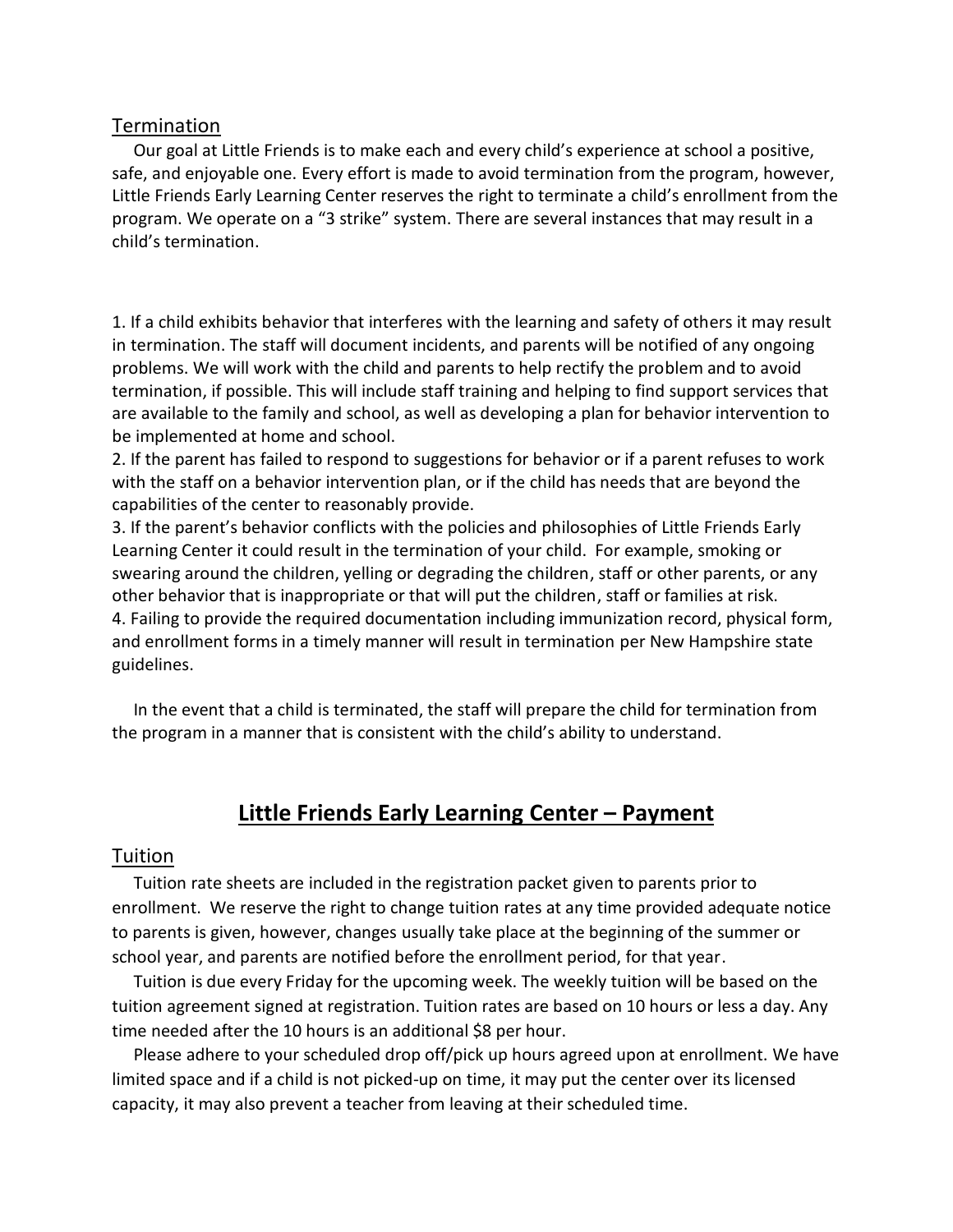### Termination

Our goal at Little Friends is to make each and every child's experience at school a positive, safe, and enjoyable one. Every effort is made to avoid termination from the program, however, Little Friends Early Learning Center reserves the right to terminate a child's enrollment from the program. We operate on a "3 strike" system. There are several instances that may result in a child's termination.

1. If a child exhibits behavior that interferes with the learning and safety of others it may result in termination. The staff will document incidents, and parents will be notified of any ongoing problems. We will work with the child and parents to help rectify the problem and to avoid termination, if possible. This will include staff training and helping to find support services that are available to the family and school, as well as developing a plan for behavior intervention to be implemented at home and school.
2. If the parent has failed to respond to suggestions for behavior or if a parent refuses to work with the staff on a behavior intervention plan, or if the child has needs that are beyond the capabilities of the center to reasonably provide.
3. If the parent's behavior conflicts with the policies and philosophies of Little Friends Early Learning Center it could result in the termination of your child. For example, smoking or swearing around the children, yelling or degrading the children, staff or other parents, or any other behavior that is inappropriate or that will put the children, staff or families at risk.
4. Failing to provide the required documentation including immunization record, physical form, and enrollment forms in a timely manner will result in termination per New Hampshire state guidelines.

In the event that a child is terminated, the staff will prepare the child for termination from the program in a manner that is consistent with the child's ability to understand.

## **Little Friends Early Learning Center – Payment**

### Tuition

Tuition rate sheets are included in the registration packet given to parents prior to enrollment. We reserve the right to change tuition rates at any time provided adequate notice to parents is given, however, changes usually take place at the beginning of the summer or school year, and parents are notified before the enrollment period, for that year.

Tuition is due every Friday for the upcoming week. The weekly tuition will be based on the tuition agreement signed at registration. Tuition rates are based on 10 hours or less a day. Any time needed after the 10 hours is an additional $8 per hour.

Please adhere to your scheduled drop off/pick up hours agreed upon at enrollment. We have limited space and if a child is not picked-up on time, it may put the center over its licensed capacity, it may also prevent a teacher from leaving at their scheduled time.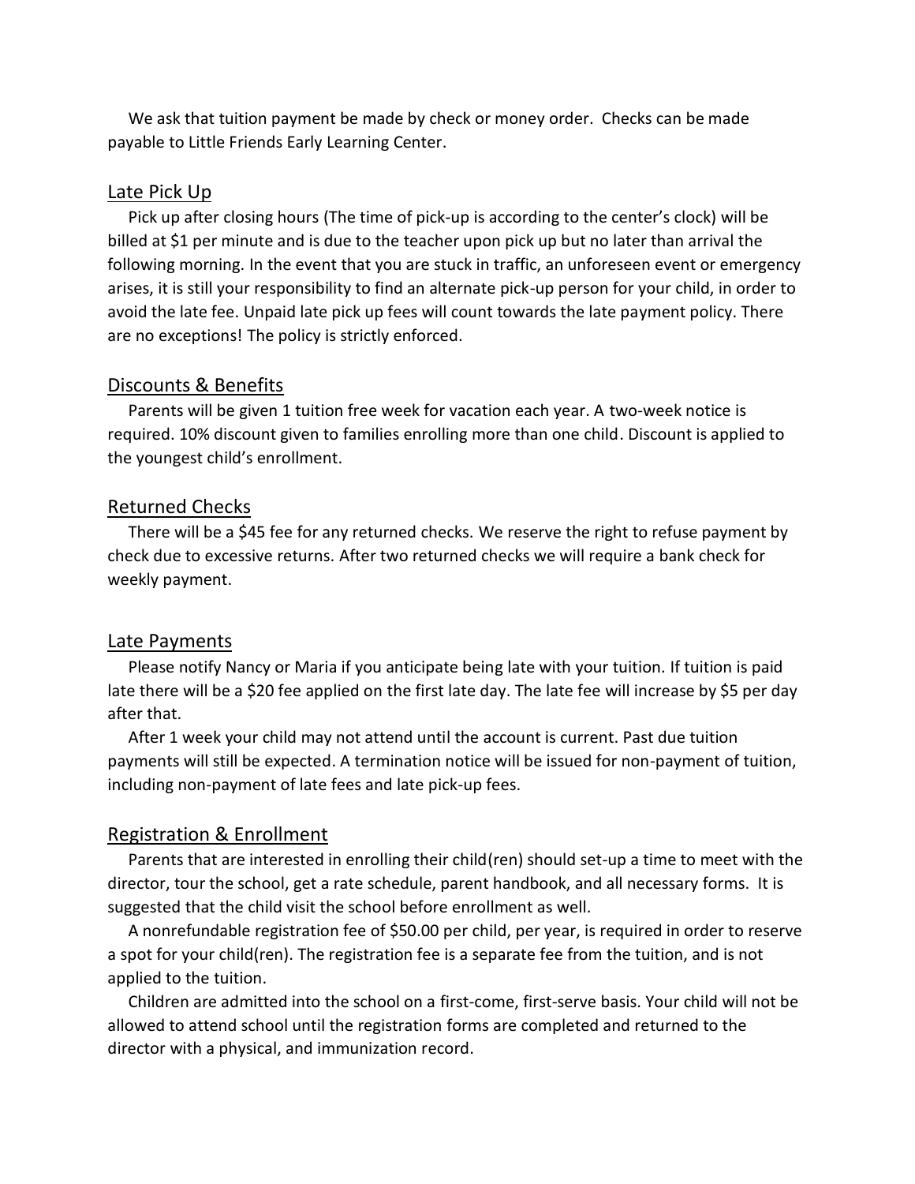We ask that tuition payment be made by check or money order. Checks can be made payable to Little Friends Early Learning Center.

## Late Pick Up

Pick up after closing hours (The time of pick-up is according to the center's clock) will be billed at $1 per minute and is due to the teacher upon pick up but no later than arrival the following morning. In the event that you are stuck in traffic, an unforeseen event or emergency arises, it is still your responsibility to find an alternate pick-up person for your child, in order to avoid the late fee. Unpaid late pick up fees will count towards the late payment policy. There are no exceptions! The policy is strictly enforced.

## Discounts & Benefits

Parents will be given 1 tuition free week for vacation each year. A two-week notice is required. 10% discount given to families enrolling more than one child. Discount is applied to the youngest child's enrollment.

## Returned Checks

There will be a $45 fee for any returned checks. We reserve the right to refuse payment by check due to excessive returns. After two returned checks we will require a bank check for weekly payment.

## Late Payments

Please notify Nancy or Maria if you anticipate being late with your tuition. If tuition is paid late there will be a $20 fee applied on the first late day. The late fee will increase by $5 per day after that.

After 1 week your child may not attend until the account is current. Past due tuition payments will still be expected. A termination notice will be issued for non-payment of tuition, including non-payment of late fees and late pick-up fees.

## Registration & Enrollment

Parents that are interested in enrolling their child(ren) should set-up a time to meet with the director, tour the school, get a rate schedule, parent handbook, and all necessary forms. It is suggested that the child visit the school before enrollment as well.

A nonrefundable registration fee of $50.00 per child, per year, is required in order to reserve a spot for your child(ren). The registration fee is a separate fee from the tuition, and is not applied to the tuition.

Children are admitted into the school on a first-come, first-serve basis. Your child will not be allowed to attend school until the registration forms are completed and returned to the director with a physical, and immunization record.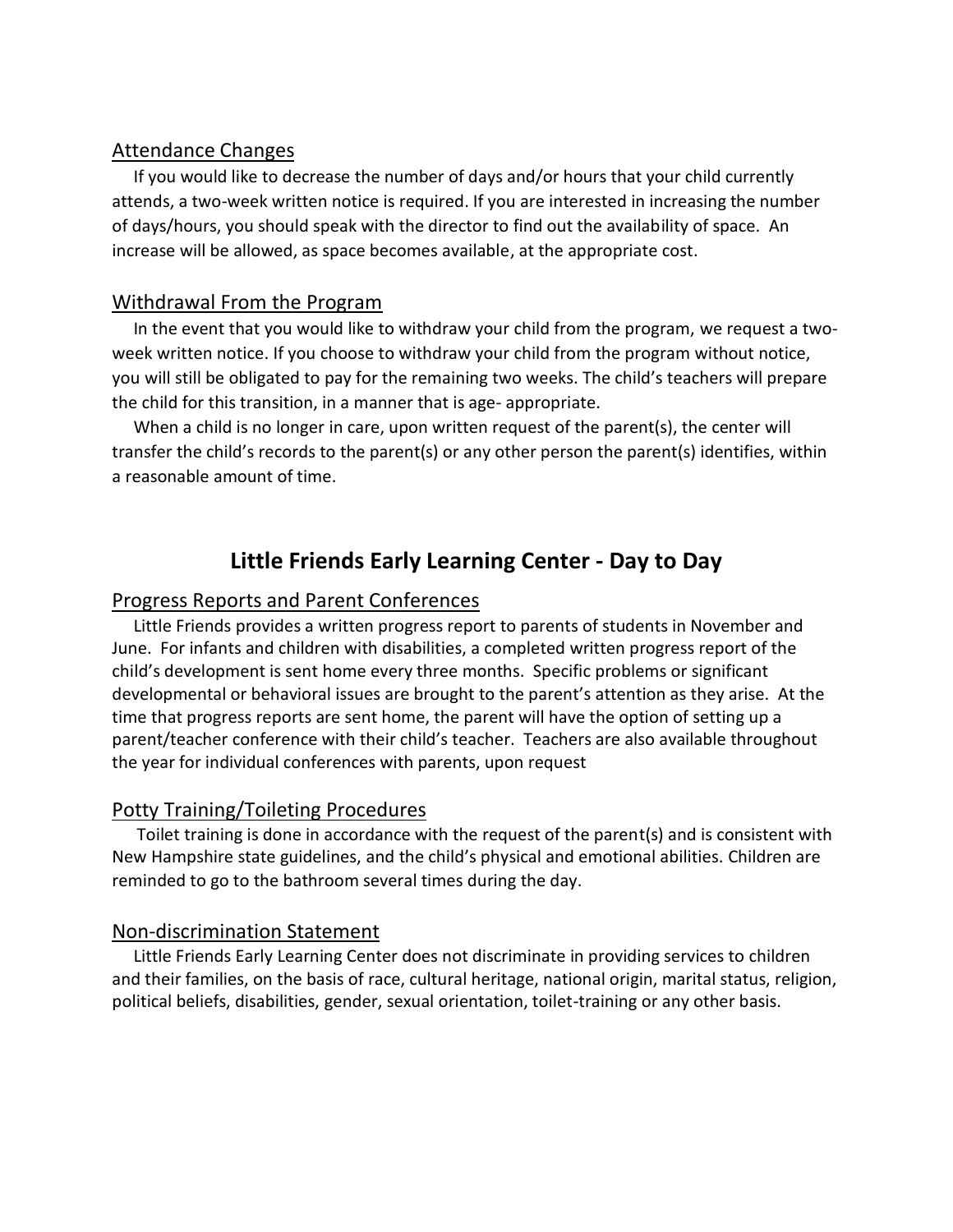## Attendance Changes

If you would like to decrease the number of days and/or hours that your child currently attends, a two-week written notice is required. If you are interested in increasing the number of days/hours, you should speak with the director to find out the availability of space. An increase will be allowed, as space becomes available, at the appropriate cost.

## Withdrawal From the Program

In the event that you would like to withdraw your child from the program, we request a two-week written notice. If you choose to withdraw your child from the program without notice, you will still be obligated to pay for the remaining two weeks. The child's teachers will prepare the child for this transition, in a manner that is age- appropriate.

When a child is no longer in care, upon written request of the parent(s), the center will transfer the child's records to the parent(s) or any other person the parent(s) identifies, within a reasonable amount of time.

# Little Friends Early Learning Center - Day to Day

## Progress Reports and Parent Conferences

Little Friends provides a written progress report to parents of students in November and June. For infants and children with disabilities, a completed written progress report of the child's development is sent home every three months. Specific problems or significant developmental or behavioral issues are brought to the parent's attention as they arise. At the time that progress reports are sent home, the parent will have the option of setting up a parent/teacher conference with their child's teacher. Teachers are also available throughout the year for individual conferences with parents, upon request

## Potty Training/Toileting Procedures

Toilet training is done in accordance with the request of the parent(s) and is consistent with New Hampshire state guidelines, and the child's physical and emotional abilities. Children are reminded to go to the bathroom several times during the day.

## Non-discrimination Statement

Little Friends Early Learning Center does not discriminate in providing services to children and their families, on the basis of race, cultural heritage, national origin, marital status, religion, political beliefs, disabilities, gender, sexual orientation, toilet-training or any other basis.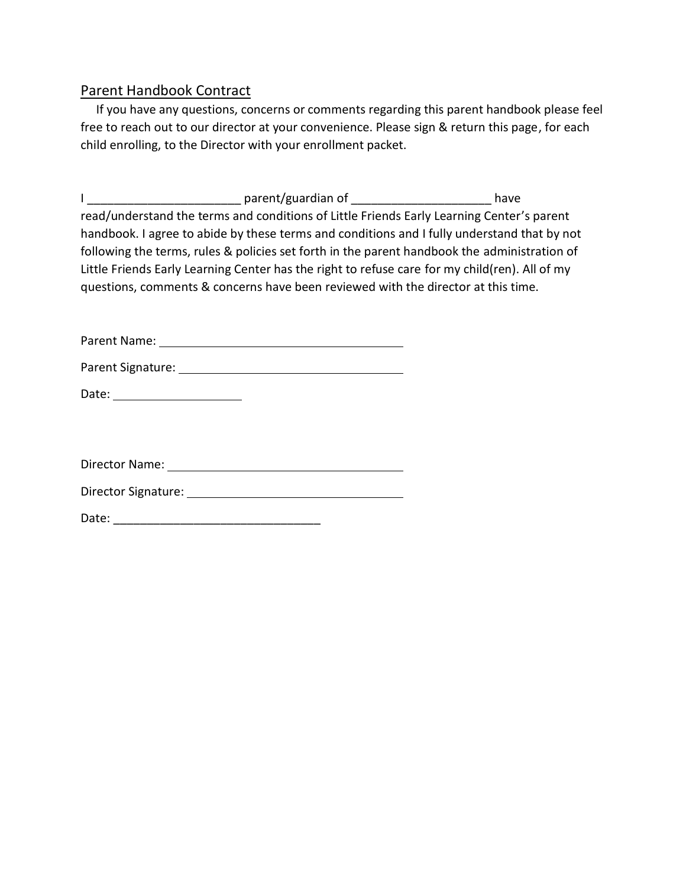## Parent Handbook Contract

If you have any questions, concerns or comments regarding this parent handbook please feel free to reach out to our director at your convenience. Please sign & return this page, for each child enrolling, to the Director with your enrollment packet.

I _______________________ parent/guardian of _____________________ have read/understand the terms and conditions of Little Friends Early Learning Center's parent handbook. I agree to abide by these terms and conditions and I fully understand that by not following the terms, rules & policies set forth in the parent handbook the administration of Little Friends Early Learning Center has the right to refuse care for my child(ren). All of my questions, comments & concerns have been reviewed with the director at this time.

Parent Name: ______________________________________

Parent Signature: ___________________________________

Date: ____________________

Director Name: ______________________________________

Director Signature: __________________________________

Date: ________________________________